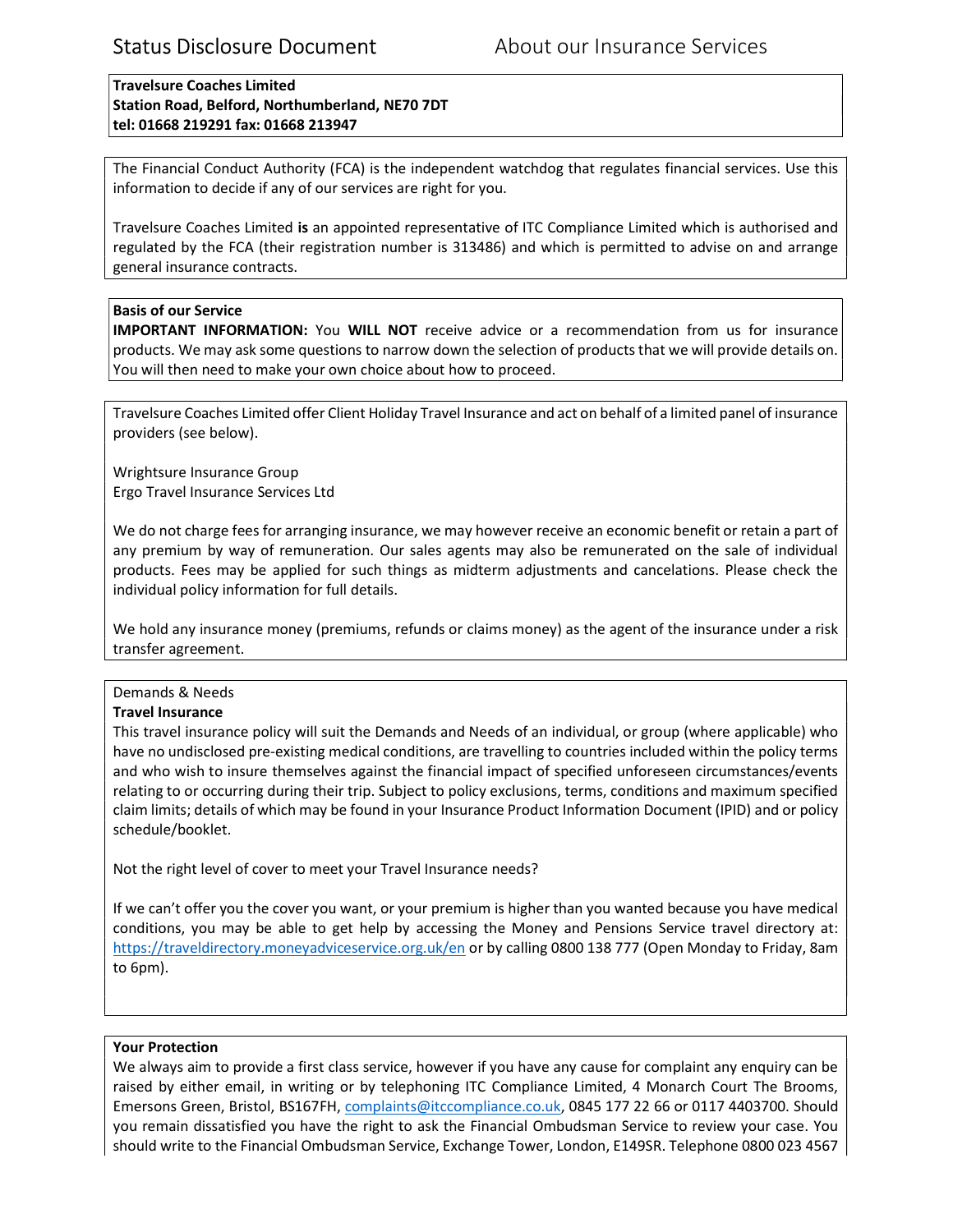# Status Disclosure Document

## About our Insurance Services

**Travelsure Coaches Limited**
**Station Road, Belford, Northumberland, NE70 7DT**
**tel: 01668 219291 fax: 01668 213947**

The Financial Conduct Authority (FCA) is the independent watchdog that regulates financial services. Use this information to decide if any of our services are right for you.

Travelsure Coaches Limited **is** an appointed representative of ITC Compliance Limited which is authorised and regulated by the FCA (their registration number is 313486) and which is permitted to advise on and arrange general insurance contracts.

**Basis of our Service**
**IMPORTANT INFORMATION:** You **WILL NOT** receive advice or a recommendation from us for insurance products. We may ask some questions to narrow down the selection of products that we will provide details on. You will then need to make your own choice about how to proceed.

Travelsure Coaches Limited offer Client Holiday Travel Insurance and act on behalf of a limited panel of insurance providers (see below).

Wrightsure Insurance Group
Ergo Travel Insurance Services Ltd

We do not charge fees for arranging insurance, we may however receive an economic benefit or retain a part of any premium by way of remuneration. Our sales agents may also be remunerated on the sale of individual products. Fees may be applied for such things as midterm adjustments and cancelations. Please check the individual policy information for full details.

We hold any insurance money (premiums, refunds or claims money) as the agent of the insurance under a risk transfer agreement.

Demands & Needs
**Travel Insurance**
This travel insurance policy will suit the Demands and Needs of an individual, or group (where applicable) who have no undisclosed pre-existing medical conditions, are travelling to countries included within the policy terms and who wish to insure themselves against the financial impact of specified unforeseen circumstances/events relating to or occurring during their trip. Subject to policy exclusions, terms, conditions and maximum specified claim limits; details of which may be found in your Insurance Product Information Document (IPID) and or policy schedule/booklet.

Not the right level of cover to meet your Travel Insurance needs?

If we can't offer you the cover you want, or your premium is higher than you wanted because you have medical conditions, you may be able to get help by accessing the Money and Pensions Service travel directory at: https://traveldirectory.moneyadviceservice.org.uk/en or by calling 0800 138 777 (Open Monday to Friday, 8am to 6pm).

**Your Protection**
We always aim to provide a first class service, however if you have any cause for complaint any enquiry can be raised by either email, in writing or by telephoning ITC Compliance Limited, 4 Monarch Court The Brooms, Emersons Green, Bristol, BS167FH, complaints@itccompliance.co.uk, 0845 177 22 66 or 0117 4403700. Should you remain dissatisfied you have the right to ask the Financial Ombudsman Service to review your case. You should write to the Financial Ombudsman Service, Exchange Tower, London, E149SR. Telephone 0800 023 4567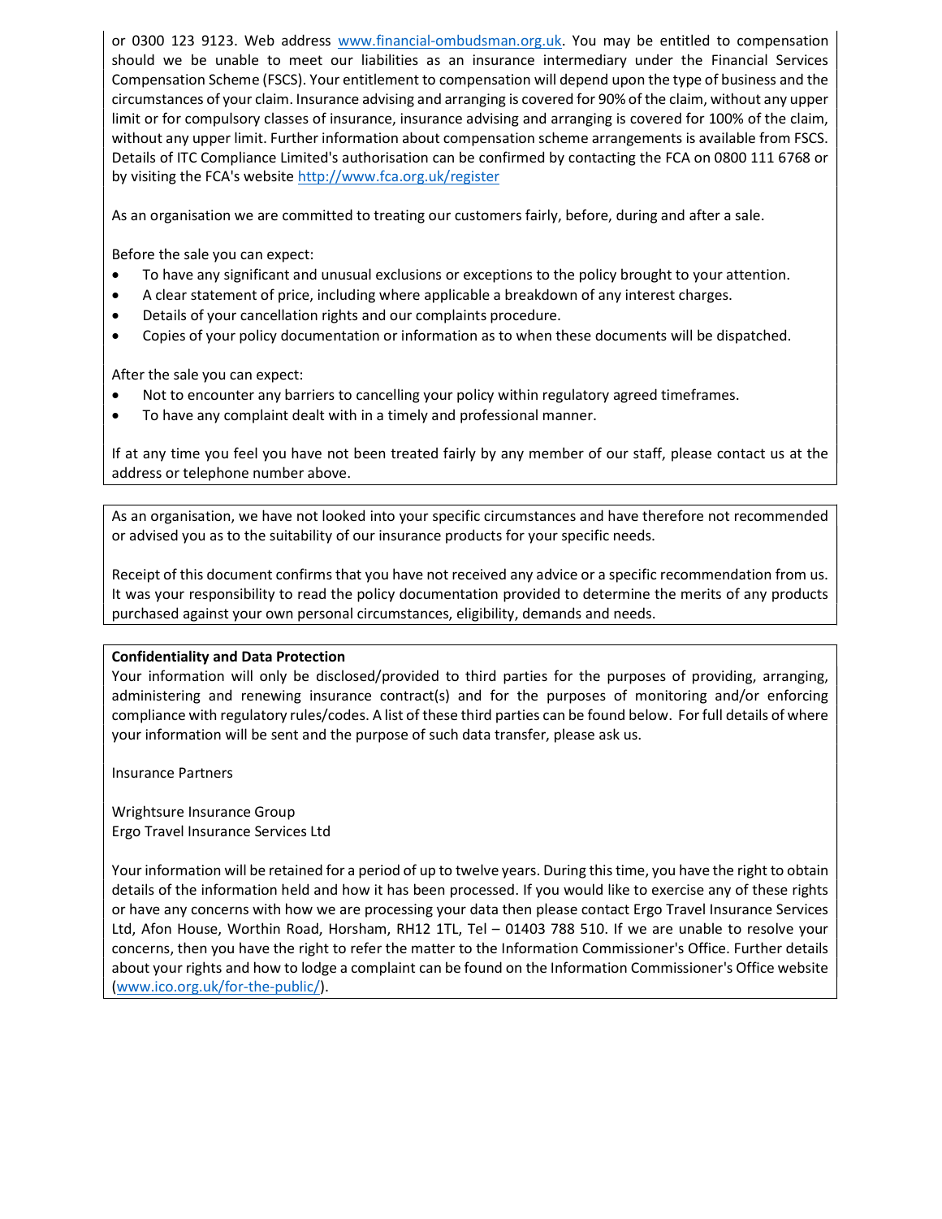or 0300 123 9123. Web address www.financial-ombudsman.org.uk. You may be entitled to compensation should we be unable to meet our liabilities as an insurance intermediary under the Financial Services Compensation Scheme (FSCS). Your entitlement to compensation will depend upon the type of business and the circumstances of your claim. Insurance advising and arranging is covered for 90% of the claim, without any upper limit or for compulsory classes of insurance, insurance advising and arranging is covered for 100% of the claim, without any upper limit. Further information about compensation scheme arrangements is available from FSCS. Details of ITC Compliance Limited's authorisation can be confirmed by contacting the FCA on 0800 111 6768 or by visiting the FCA's website http://www.fca.org.uk/register

As an organisation we are committed to treating our customers fairly, before, during and after a sale.

Before the sale you can expect:

- To have any significant and unusual exclusions or exceptions to the policy brought to your attention.
- A clear statement of price, including where applicable a breakdown of any interest charges.
- Details of your cancellation rights and our complaints procedure.
- Copies of your policy documentation or information as to when these documents will be dispatched.

After the sale you can expect:

- Not to encounter any barriers to cancelling your policy within regulatory agreed timeframes.
- To have any complaint dealt with in a timely and professional manner.

If at any time you feel you have not been treated fairly by any member of our staff, please contact us at the address or telephone number above.

As an organisation, we have not looked into your specific circumstances and have therefore not recommended or advised you as to the suitability of our insurance products for your specific needs.

Receipt of this document confirms that you have not received any advice or a specific recommendation from us. It was your responsibility to read the policy documentation provided to determine the merits of any products purchased against your own personal circumstances, eligibility, demands and needs.

**Confidentiality and Data Protection**

Your information will only be disclosed/provided to third parties for the purposes of providing, arranging, administering and renewing insurance contract(s) and for the purposes of monitoring and/or enforcing compliance with regulatory rules/codes. A list of these third parties can be found below. For full details of where your information will be sent and the purpose of such data transfer, please ask us.

Insurance Partners

Wrightsure Insurance Group
Ergo Travel Insurance Services Ltd

Your information will be retained for a period of up to twelve years. During this time, you have the right to obtain details of the information held and how it has been processed. If you would like to exercise any of these rights or have any concerns with how we are processing your data then please contact Ergo Travel Insurance Services Ltd, Afon House, Worthin Road, Horsham, RH12 1TL, Tel – 01403 788 510. If we are unable to resolve your concerns, then you have the right to refer the matter to the Information Commissioner's Office. Further details about your rights and how to lodge a complaint can be found on the Information Commissioner's Office website (www.ico.org.uk/for-the-public/).